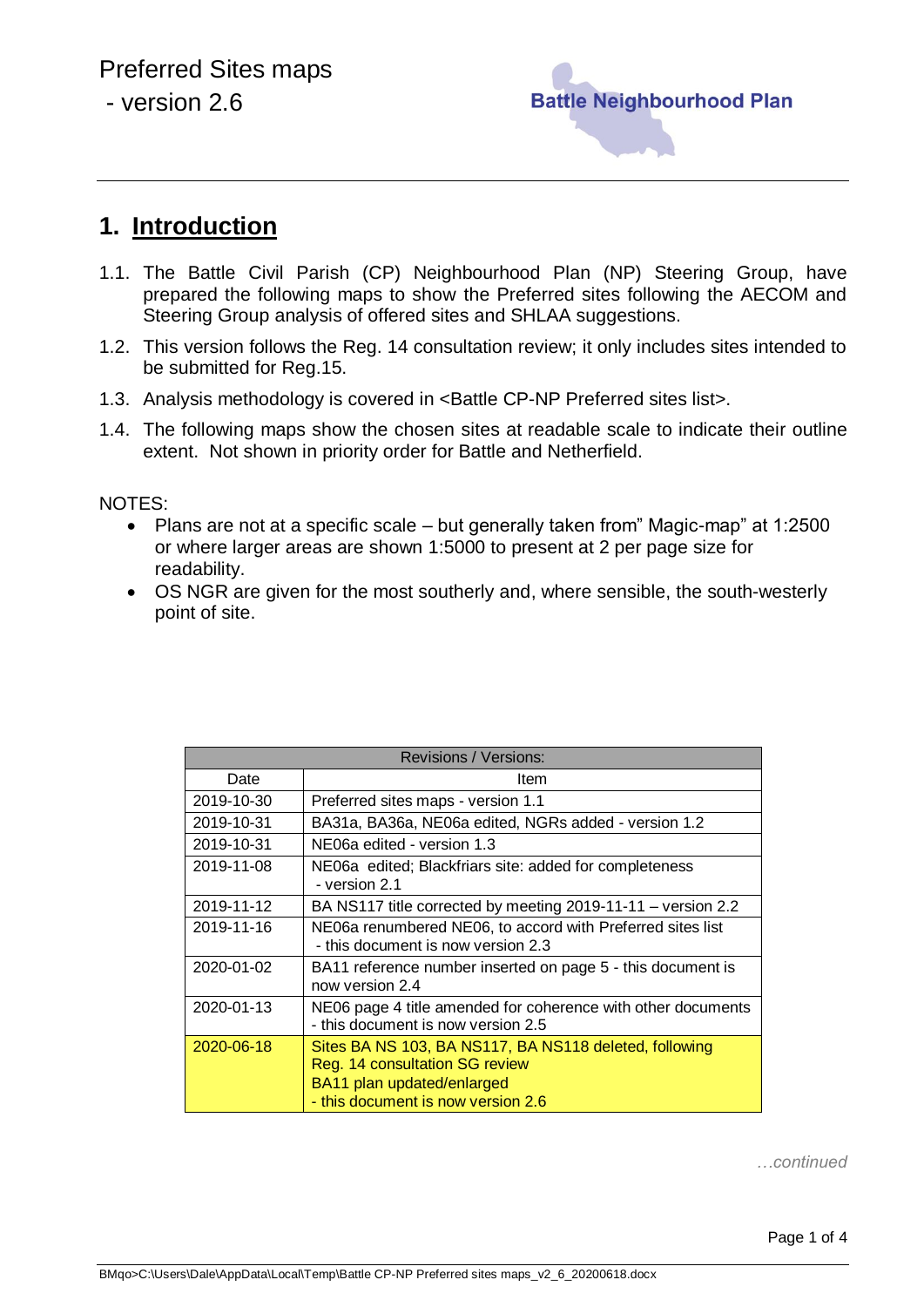Preferred Sites maps
- version 2.6

Battle Neighbourhood Plan

# 1. Introduction

1.1. The Battle Civil Parish (CP) Neighbourhood Plan (NP) Steering Group, have prepared the following maps to show the Preferred sites following the AECOM and Steering Group analysis of offered sites and SHLAA suggestions.

1.2. This version follows the Reg. 14 consultation review; it only includes sites intended to be submitted for Reg.15.

1.3. Analysis methodology is covered in <Battle CP-NP Preferred sites list>.

1.4. The following maps show the chosen sites at readable scale to indicate their outline extent. Not shown in priority order for Battle and Netherfield.

NOTES:

- Plans are not at a specific scale – but generally taken from" Magic-map" at 1:2500 or where larger areas are shown 1:5000 to present at 2 per page size for readability.
- OS NGR are given for the most southerly and, where sensible, the south-westerly point of site.

| Revisions / Versions: | |
|---|---|
| Date | Item |
| 2019-10-30 | Preferred sites maps - version 1.1 |
| 2019-10-31 | BA31a, BA36a, NE06a edited, NGRs added - version 1.2 |
| 2019-10-31 | NE06a edited - version 1.3 |
| 2019-11-08 | NE06a edited; Blackfriars site: added for completeness - version 2.1 |
| 2019-11-12 | BA NS117 title corrected by meeting 2019-11-11 – version 2.2 |
| 2019-11-16 | NE06a renumbered NE06, to accord with Preferred sites list - this document is now version 2.3 |
| 2020-01-02 | BA11 reference number inserted on page 5 - this document is now version 2.4 |
| 2020-01-13 | NE06 page 4 title amended for coherence with other documents - this document is now version 2.5 |
| 2020-06-18 | Sites BA NS 103, BA NS117, BA NS118 deleted, following Reg. 14 consultation SG review<br>BA11 plan updated/enlarged<br>- this document is now version 2.6 |

*…continued*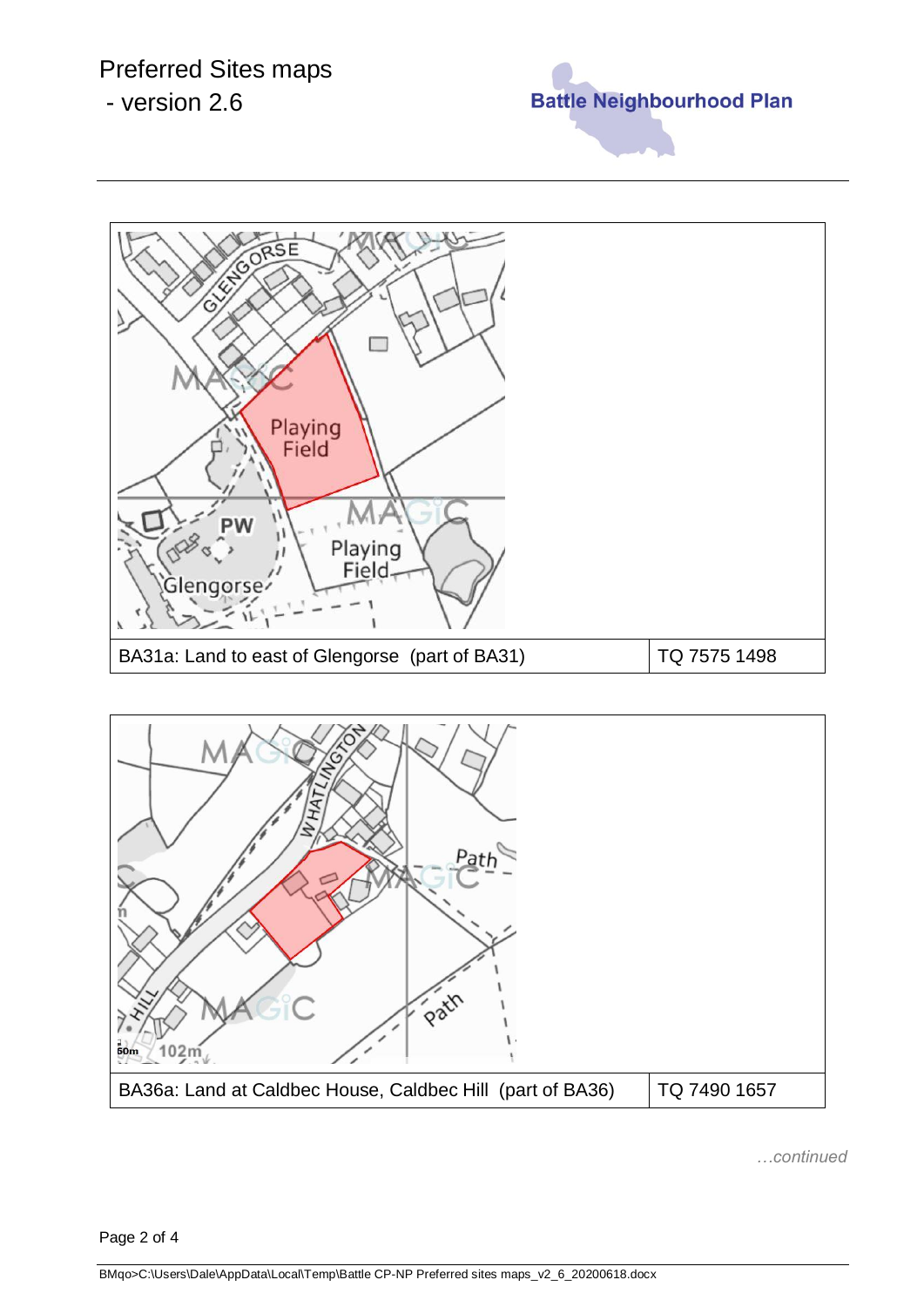# Preferred Sites maps
## - version 2.6

Battle Neighbourhood Plan

| BA31a: Land to east of Glengorse (part of BA31) | TQ 7575 1498 |
| --- | --- |

| BA36a: Land at Caldbec House, Caldbec Hill (part of BA36) | TQ 7490 1657 |
| --- | --- |

*…continued*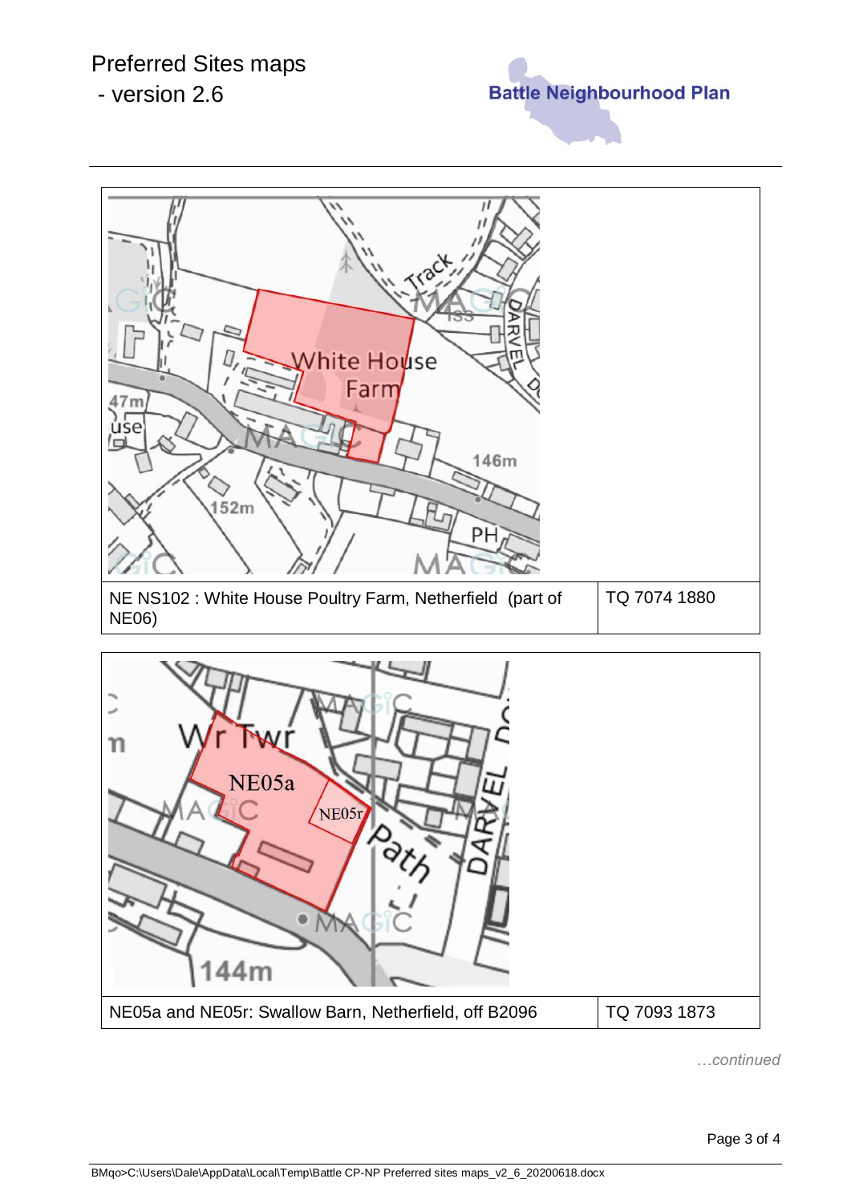| NE NS102 : White House Poultry Farm, Netherfield (part of NE06) | TQ 7074 1880 |
| --- | --- |

| NE05a and NE05r: Swallow Barn, Netherfield, off B2096 | TQ 7093 1873 |
| --- | --- |

*…continued*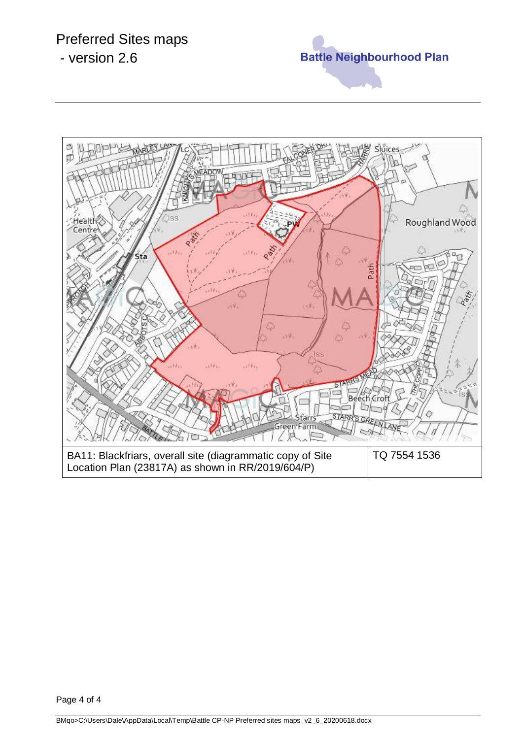BA11: Blackfriars, overall site (diagrammatic copy of Site Location Plan (23817A) as shown in RR/2019/604/P) | TQ 7554 1536